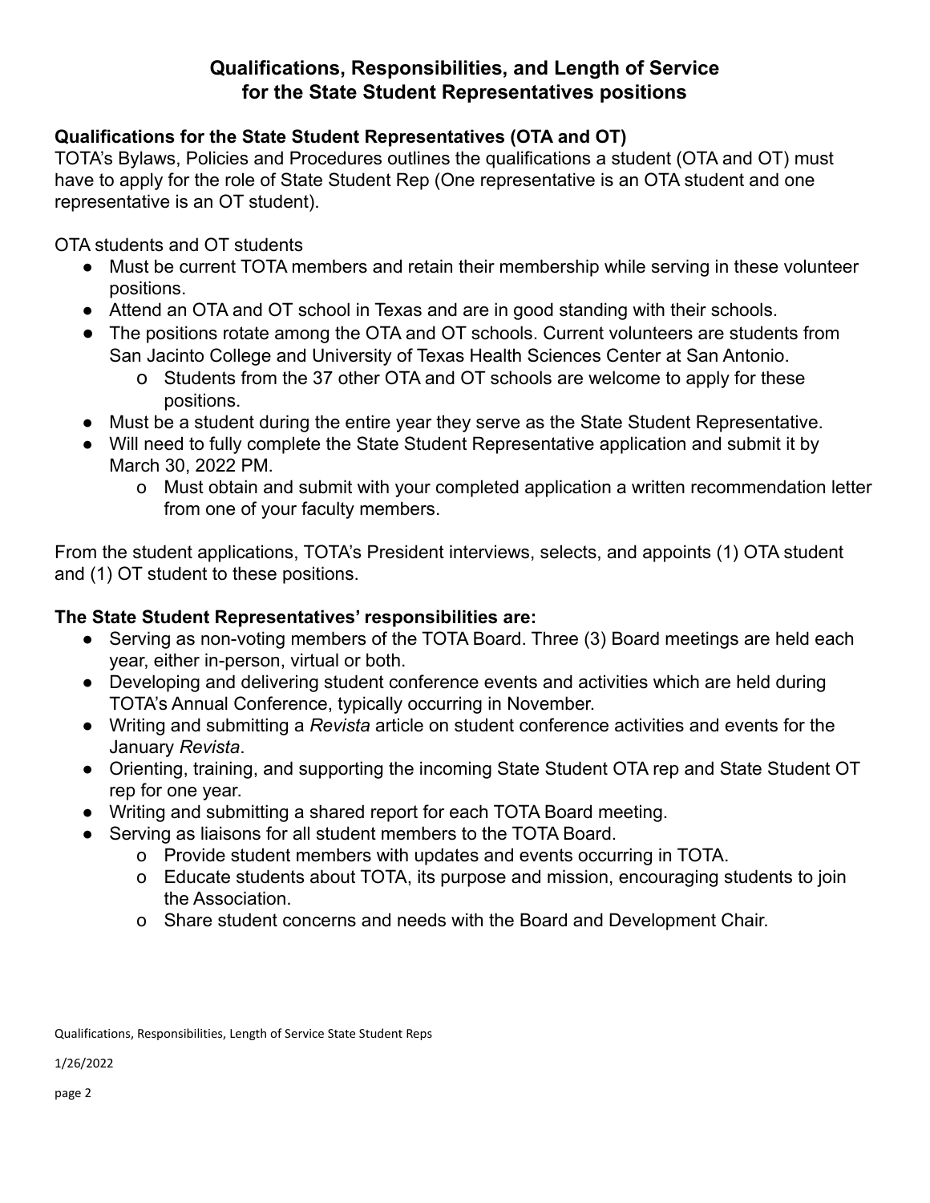# Qualifications, Responsibilities, and Length of Service for the State Student Representatives positions

**Qualifications for the State Student Representatives (OTA and OT)**

TOTA's Bylaws, Policies and Procedures outlines the qualifications a student (OTA and OT) must have to apply for the role of State Student Rep (One representative is an OTA student and one representative is an OT student).

OTA students and OT students

- Must be current TOTA members and retain their membership while serving in these volunteer positions.
- Attend an OTA and OT school in Texas and are in good standing with their schools.
- The positions rotate among the OTA and OT schools. Current volunteers are students from San Jacinto College and University of Texas Health Sciences Center at San Antonio.
  - o Students from the 37 other OTA and OT schools are welcome to apply for these positions.
- Must be a student during the entire year they serve as the State Student Representative.
- Will need to fully complete the State Student Representative application and submit it by March 30, 2022 PM.
  - o Must obtain and submit with your completed application a written recommendation letter from one of your faculty members.

From the student applications, TOTA's President interviews, selects, and appoints (1) OTA student and (1) OT student to these positions.

**The State Student Representatives' responsibilities are:**

- Serving as non-voting members of the TOTA Board. Three (3) Board meetings are held each year, either in-person, virtual or both.
- Developing and delivering student conference events and activities which are held during TOTA's Annual Conference, typically occurring in November.
- Writing and submitting a *Revista* article on student conference activities and events for the January *Revista*.
- Orienting, training, and supporting the incoming State Student OTA rep and State Student OT rep for one year.
- Writing and submitting a shared report for each TOTA Board meeting.
- Serving as liaisons for all student members to the TOTA Board.
  - o Provide student members with updates and events occurring in TOTA.
  - o Educate students about TOTA, its purpose and mission, encouraging students to join the Association.
  - o Share student concerns and needs with the Board and Development Chair.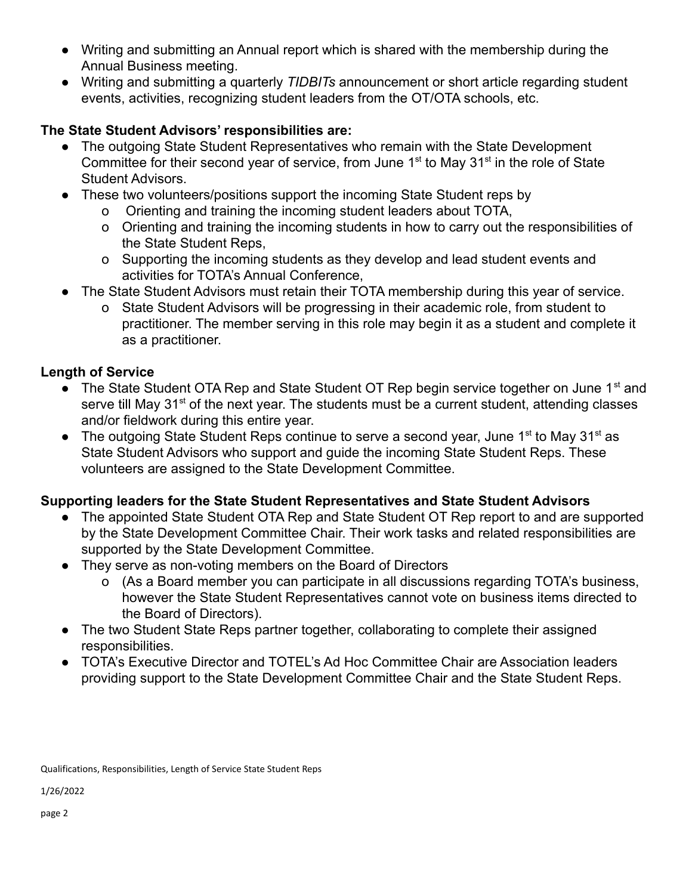- Writing and submitting an Annual report which is shared with the membership during the Annual Business meeting.
- Writing and submitting a quarterly *TIDBITs* announcement or short article regarding student events, activities, recognizing student leaders from the OT/OTA schools, etc.

**The State Student Advisors' responsibilities are:**

- The outgoing State Student Representatives who remain with the State Development Committee for their second year of service, from June 1st to May 31st in the role of State Student Advisors.
- These two volunteers/positions support the incoming State Student reps by
  - Orienting and training the incoming student leaders about TOTA,
  - Orienting and training the incoming students in how to carry out the responsibilities of the State Student Reps,
  - Supporting the incoming students as they develop and lead student events and activities for TOTA's Annual Conference,
- The State Student Advisors must retain their TOTA membership during this year of service.
  - State Student Advisors will be progressing in their academic role, from student to practitioner. The member serving in this role may begin it as a student and complete it as a practitioner.

**Length of Service**

- The State Student OTA Rep and State Student OT Rep begin service together on June 1st and serve till May 31st of the next year. The students must be a current student, attending classes and/or fieldwork during this entire year.
- The outgoing State Student Reps continue to serve a second year, June 1st to May 31st as State Student Advisors who support and guide the incoming State Student Reps. These volunteers are assigned to the State Development Committee.

**Supporting leaders for the State Student Representatives and State Student Advisors**

- The appointed State Student OTA Rep and State Student OT Rep report to and are supported by the State Development Committee Chair. Their work tasks and related responsibilities are supported by the State Development Committee.
- They serve as non-voting members on the Board of Directors
  - (As a Board member you can participate in all discussions regarding TOTA's business, however the State Student Representatives cannot vote on business items directed to the Board of Directors).
- The two Student State Reps partner together, collaborating to complete their assigned responsibilities.
- TOTA's Executive Director and TOTEL's Ad Hoc Committee Chair are Association leaders providing support to the State Development Committee Chair and the State Student Reps.